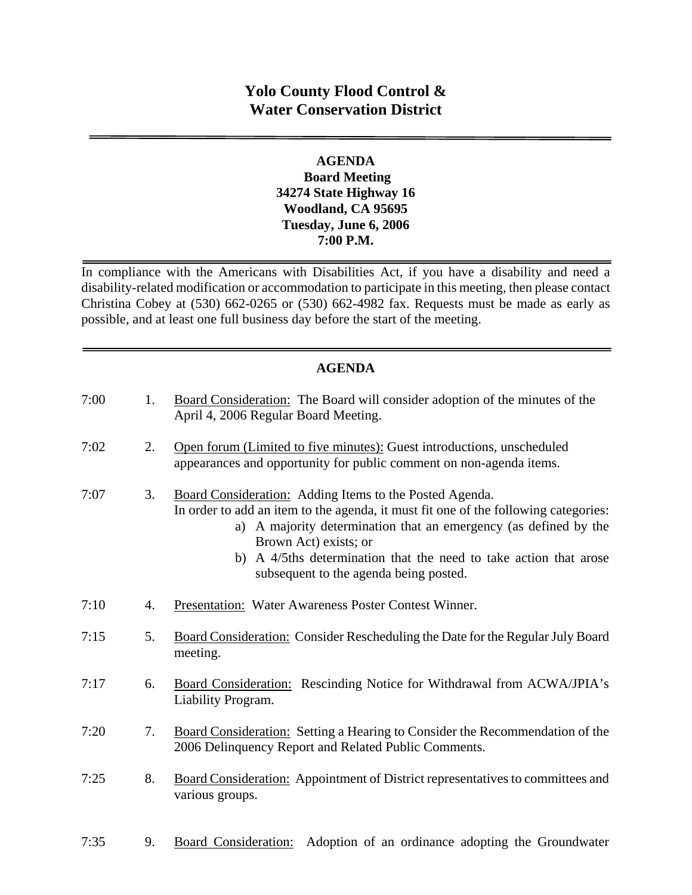# Yolo County Flood Control & Water Conservation District

---

**AGENDA**
**Board Meeting**
**34274 State Highway 16**
**Woodland, CA 95695**
**Tuesday, June 6, 2006**
**7:00 P.M.**

---

In compliance with the Americans with Disabilities Act, if you have a disability and need a disability-related modification or accommodation to participate in this meeting, then please contact Christina Cobey at (530) 662-0265 or (530) 662-4982 fax. Requests must be made as early as possible, and at least one full business day before the start of the meeting.

---

## AGENDA

7:00 1. Board Consideration: The Board will consider adoption of the minutes of the April 4, 2006 Regular Board Meeting.

7:02 2. Open forum (Limited to five minutes): Guest introductions, unscheduled appearances and opportunity for public comment on non-agenda items.

7:07 3. Board Consideration: Adding Items to the Posted Agenda.
In order to add an item to the agenda, it must fit one of the following categories:
   a) A majority determination that an emergency (as defined by the Brown Act) exists; or
   b) A 4/5ths determination that the need to take action that arose subsequent to the agenda being posted.

7:10 4. Presentation: Water Awareness Poster Contest Winner.

7:15 5. Board Consideration: Consider Rescheduling the Date for the Regular July Board meeting.

7:17 6. Board Consideration: Rescinding Notice for Withdrawal from ACWA/JPIA's Liability Program.

7:20 7. Board Consideration: Setting a Hearing to Consider the Recommendation of the 2006 Delinquency Report and Related Public Comments.

7:25 8. Board Consideration: Appointment of District representatives to committees and various groups.

7:35 9. Board Consideration: Adoption of an ordinance adopting the Groundwater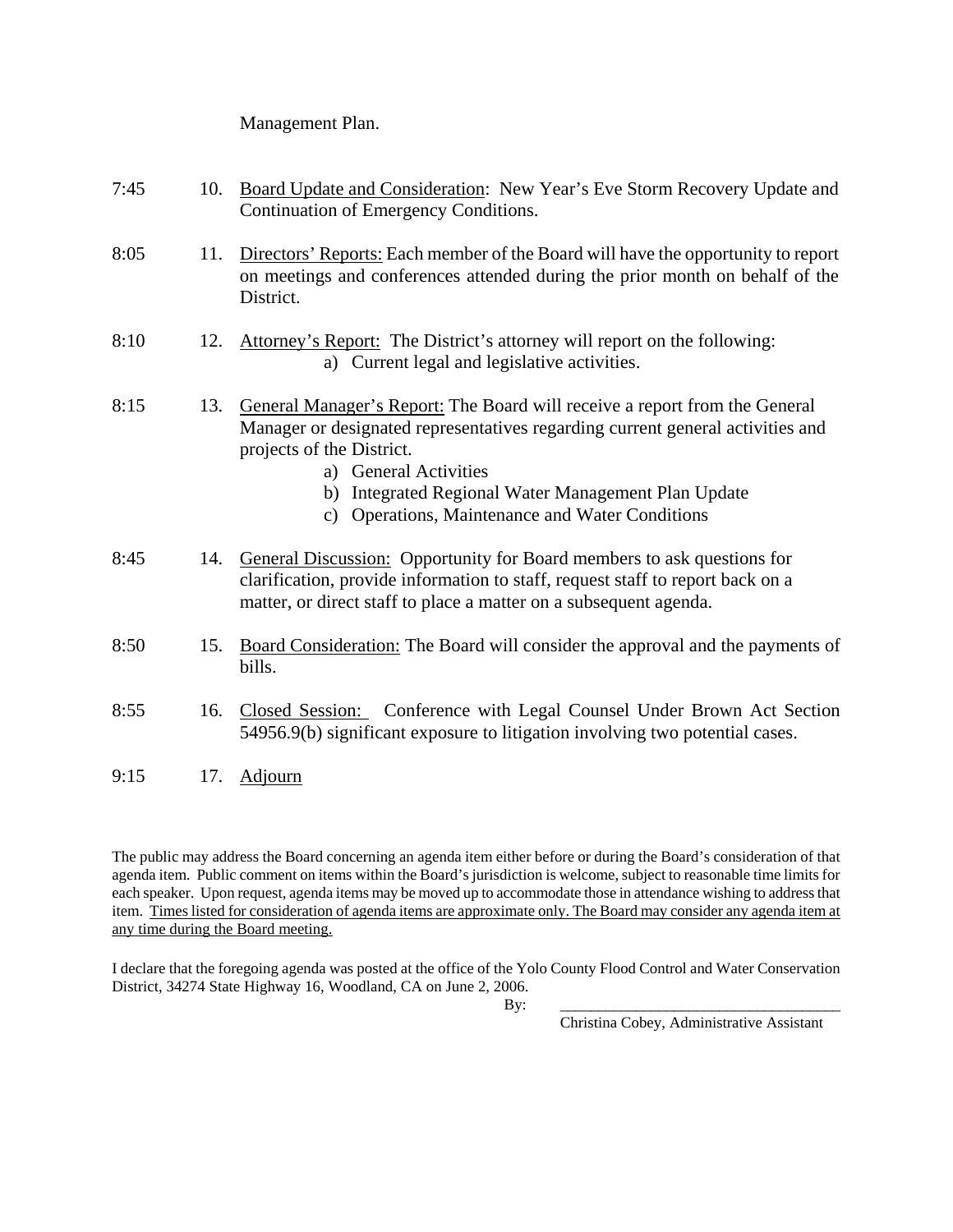Management Plan.

7:45 10. <u>Board Update and Consideration</u>: New Year's Eve Storm Recovery Update and Continuation of Emergency Conditions.

8:05 11. <u>Directors' Reports:</u> Each member of the Board will have the opportunity to report on meetings and conferences attended during the prior month on behalf of the District.

8:10 12. <u>Attorney's Report:</u> The District's attorney will report on the following:
   a) Current legal and legislative activities.

8:15 13. <u>General Manager's Report:</u> The Board will receive a report from the General Manager or designated representatives regarding current general activities and projects of the District.
   a) General Activities
   b) Integrated Regional Water Management Plan Update
   c) Operations, Maintenance and Water Conditions

8:45 14. <u>General Discussion:</u> Opportunity for Board members to ask questions for clarification, provide information to staff, request staff to report back on a matter, or direct staff to place a matter on a subsequent agenda.

8:50 15. <u>Board Consideration:</u> The Board will consider the approval and the payments of bills.

8:55 16. <u>Closed Session:</u> Conference with Legal Counsel Under Brown Act Section 54956.9(b) significant exposure to litigation involving two potential cases.

9:15 17. <u>Adjourn</u>

The public may address the Board concerning an agenda item either before or during the Board's consideration of that agenda item. Public comment on items within the Board's jurisdiction is welcome, subject to reasonable time limits for each speaker. Upon request, agenda items may be moved up to accommodate those in attendance wishing to address that item. <u>Times listed for consideration of agenda items are approximate only. The Board may consider any agenda item at any time during the Board meeting.</u>

I declare that the foregoing agenda was posted at the office of the Yolo County Flood Control and Water Conservation District, 34274 State Highway 16, Woodland, CA on June 2, 2006.

By: \_\_\_\_\_\_\_\_\_\_\_\_\_\_\_\_\_\_\_\_\_\_\_\_\_\_\_\_\_\_\_\_\_\_\_\_

Christina Cobey, Administrative Assistant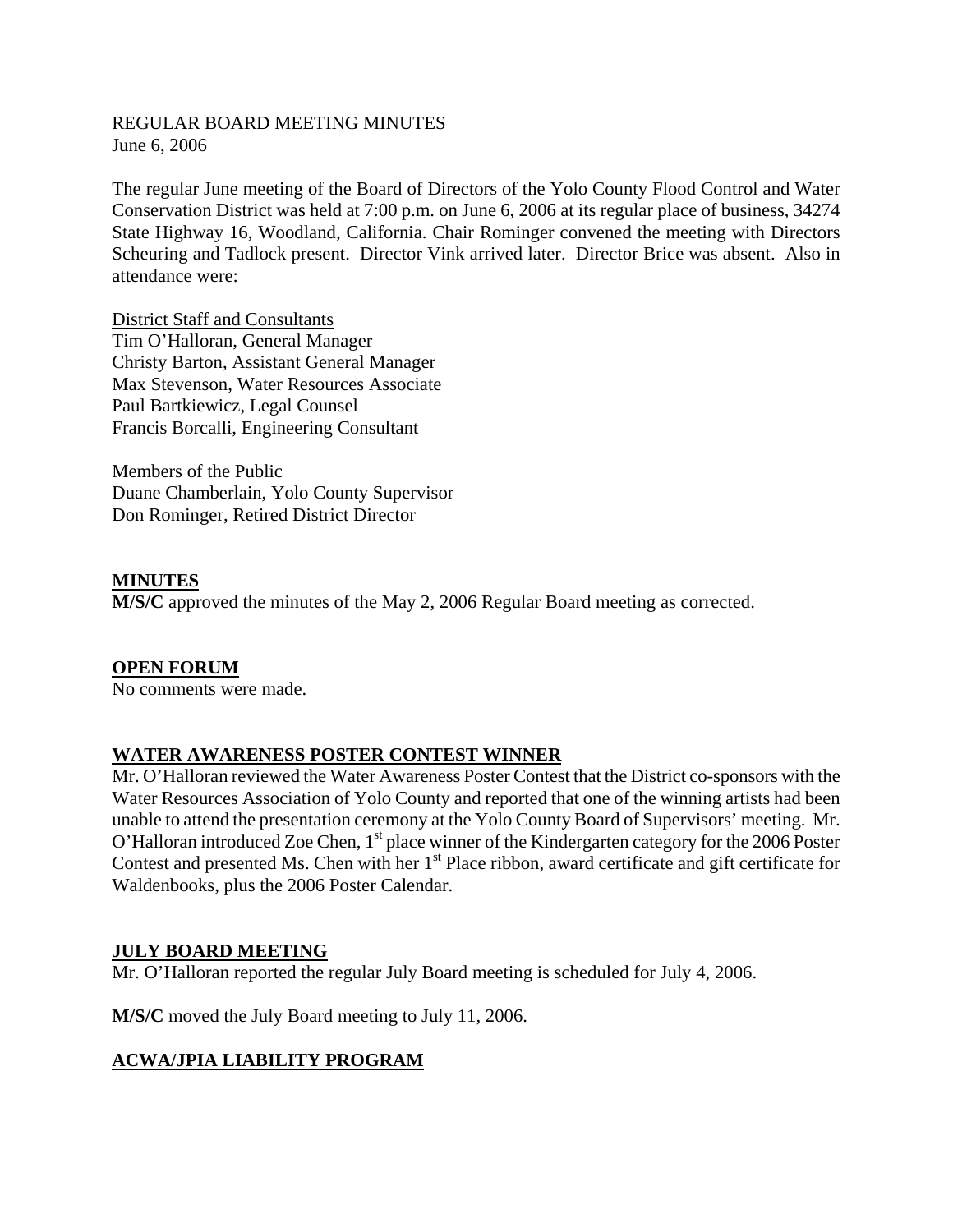REGULAR BOARD MEETING MINUTES
June 6, 2006

The regular June meeting of the Board of Directors of the Yolo County Flood Control and Water Conservation District was held at 7:00 p.m. on June 6, 2006 at its regular place of business, 34274 State Highway 16, Woodland, California. Chair Rominger convened the meeting with Directors Scheuring and Tadlock present. Director Vink arrived later. Director Brice was absent. Also in attendance were:

District Staff and Consultants
Tim O'Halloran, General Manager
Christy Barton, Assistant General Manager
Max Stevenson, Water Resources Associate
Paul Bartkiewicz, Legal Counsel
Francis Borcalli, Engineering Consultant

Members of the Public
Duane Chamberlain, Yolo County Supervisor
Don Rominger, Retired District Director

## MINUTES

**M/S/C** approved the minutes of the May 2, 2006 Regular Board meeting as corrected.

## OPEN FORUM

No comments were made.

## WATER AWARENESS POSTER CONTEST WINNER

Mr. O'Halloran reviewed the Water Awareness Poster Contest that the District co-sponsors with the Water Resources Association of Yolo County and reported that one of the winning artists had been unable to attend the presentation ceremony at the Yolo County Board of Supervisors' meeting. Mr. O'Halloran introduced Zoe Chen, 1st place winner of the Kindergarten category for the 2006 Poster Contest and presented Ms. Chen with her 1st Place ribbon, award certificate and gift certificate for Waldenbooks, plus the 2006 Poster Calendar.

## JULY BOARD MEETING

Mr. O'Halloran reported the regular July Board meeting is scheduled for July 4, 2006.

**M/S/C** moved the July Board meeting to July 11, 2006.

## ACWA/JPIA LIABILITY PROGRAM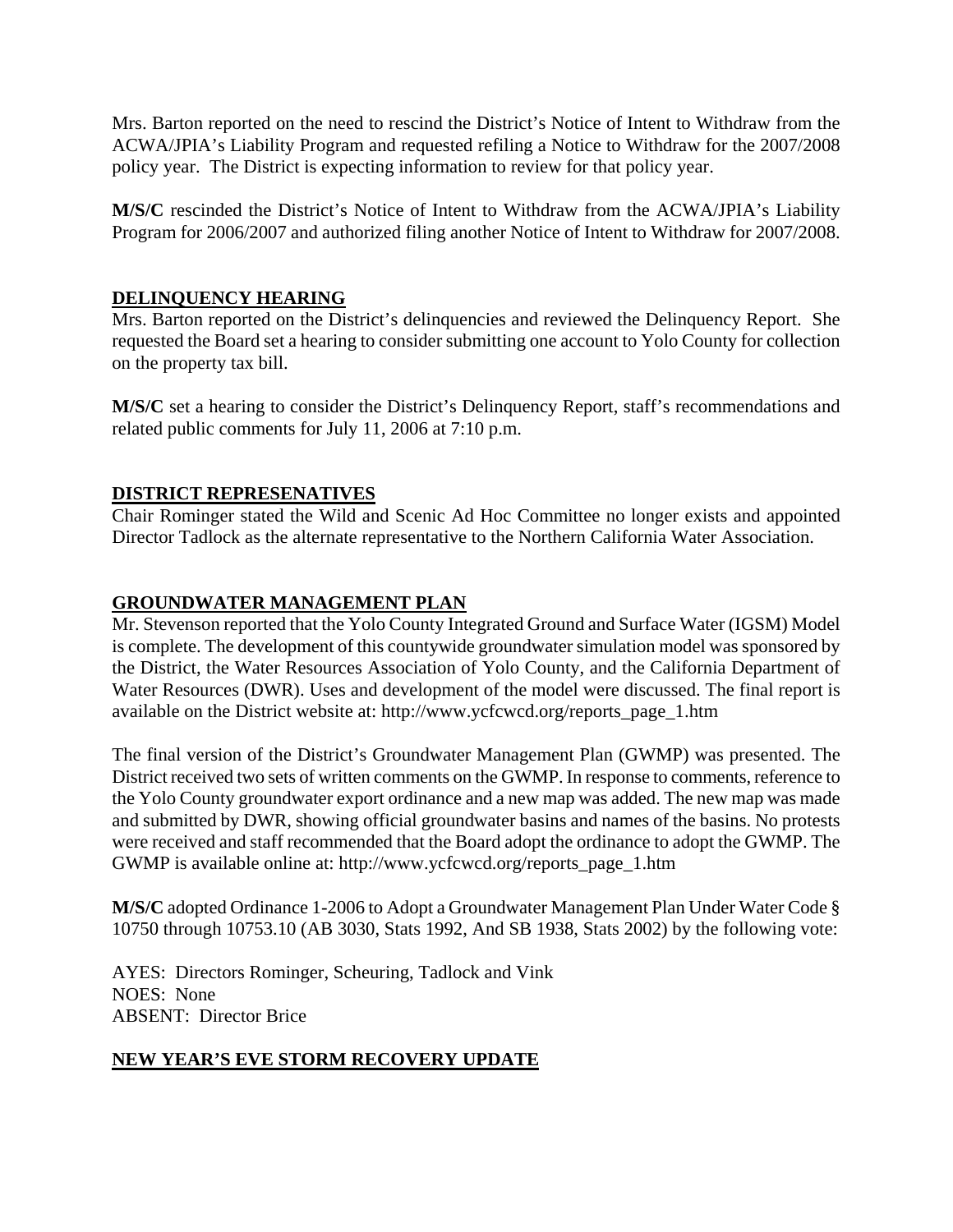Mrs. Barton reported on the need to rescind the District's Notice of Intent to Withdraw from the ACWA/JPIA's Liability Program and requested refiling a Notice to Withdraw for the 2007/2008 policy year. The District is expecting information to review for that policy year.

**M/S/C** rescinded the District's Notice of Intent to Withdraw from the ACWA/JPIA's Liability Program for 2006/2007 and authorized filing another Notice of Intent to Withdraw for 2007/2008.

## DELINQUENCY HEARING

Mrs. Barton reported on the District's delinquencies and reviewed the Delinquency Report. She requested the Board set a hearing to consider submitting one account to Yolo County for collection on the property tax bill.

**M/S/C** set a hearing to consider the District's Delinquency Report, staff's recommendations and related public comments for July 11, 2006 at 7:10 p.m.

## DISTRICT REPRESENATIVES

Chair Rominger stated the Wild and Scenic Ad Hoc Committee no longer exists and appointed Director Tadlock as the alternate representative to the Northern California Water Association.

## GROUNDWATER MANAGEMENT PLAN

Mr. Stevenson reported that the Yolo County Integrated Ground and Surface Water (IGSM) Model is complete. The development of this countywide groundwater simulation model was sponsored by the District, the Water Resources Association of Yolo County, and the California Department of Water Resources (DWR). Uses and development of the model were discussed. The final report is available on the District website at: http://www.ycfcwcd.org/reports_page_1.htm

The final version of the District's Groundwater Management Plan (GWMP) was presented. The District received two sets of written comments on the GWMP. In response to comments, reference to the Yolo County groundwater export ordinance and a new map was added. The new map was made and submitted by DWR, showing official groundwater basins and names of the basins. No protests were received and staff recommended that the Board adopt the ordinance to adopt the GWMP. The GWMP is available online at: http://www.ycfcwcd.org/reports_page_1.htm

**M/S/C** adopted Ordinance 1-2006 to Adopt a Groundwater Management Plan Under Water Code § 10750 through 10753.10 (AB 3030, Stats 1992, And SB 1938, Stats 2002) by the following vote:

AYES: Directors Rominger, Scheuring, Tadlock and Vink
NOES: None
ABSENT: Director Brice

## NEW YEAR'S EVE STORM RECOVERY UPDATE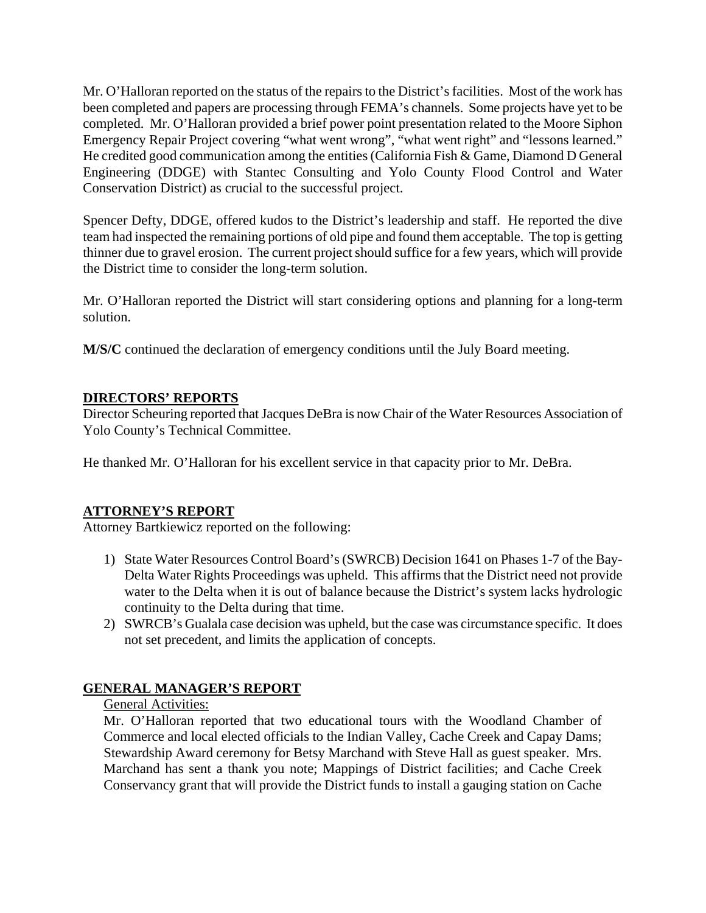Mr. O'Halloran reported on the status of the repairs to the District's facilities. Most of the work has been completed and papers are processing through FEMA's channels. Some projects have yet to be completed. Mr. O'Halloran provided a brief power point presentation related to the Moore Siphon Emergency Repair Project covering "what went wrong", "what went right" and "lessons learned." He credited good communication among the entities (California Fish & Game, Diamond D General Engineering (DDGE) with Stantec Consulting and Yolo County Flood Control and Water Conservation District) as crucial to the successful project.

Spencer Defty, DDGE, offered kudos to the District's leadership and staff. He reported the dive team had inspected the remaining portions of old pipe and found them acceptable. The top is getting thinner due to gravel erosion. The current project should suffice for a few years, which will provide the District time to consider the long-term solution.

Mr. O'Halloran reported the District will start considering options and planning for a long-term solution.

**M/S/C** continued the declaration of emergency conditions until the July Board meeting.

## DIRECTORS' REPORTS

Director Scheuring reported that Jacques DeBra is now Chair of the Water Resources Association of Yolo County's Technical Committee.

He thanked Mr. O'Halloran for his excellent service in that capacity prior to Mr. DeBra.

## ATTORNEY'S REPORT

Attorney Bartkiewicz reported on the following:

1) State Water Resources Control Board's (SWRCB) Decision 1641 on Phases 1-7 of the Bay-Delta Water Rights Proceedings was upheld. This affirms that the District need not provide water to the Delta when it is out of balance because the District's system lacks hydrologic continuity to the Delta during that time.
2) SWRCB's Gualala case decision was upheld, but the case was circumstance specific. It does not set precedent, and limits the application of concepts.

## GENERAL MANAGER'S REPORT

General Activities:

Mr. O'Halloran reported that two educational tours with the Woodland Chamber of Commerce and local elected officials to the Indian Valley, Cache Creek and Capay Dams; Stewardship Award ceremony for Betsy Marchand with Steve Hall as guest speaker. Mrs. Marchand has sent a thank you note; Mappings of District facilities; and Cache Creek Conservancy grant that will provide the District funds to install a gauging station on Cache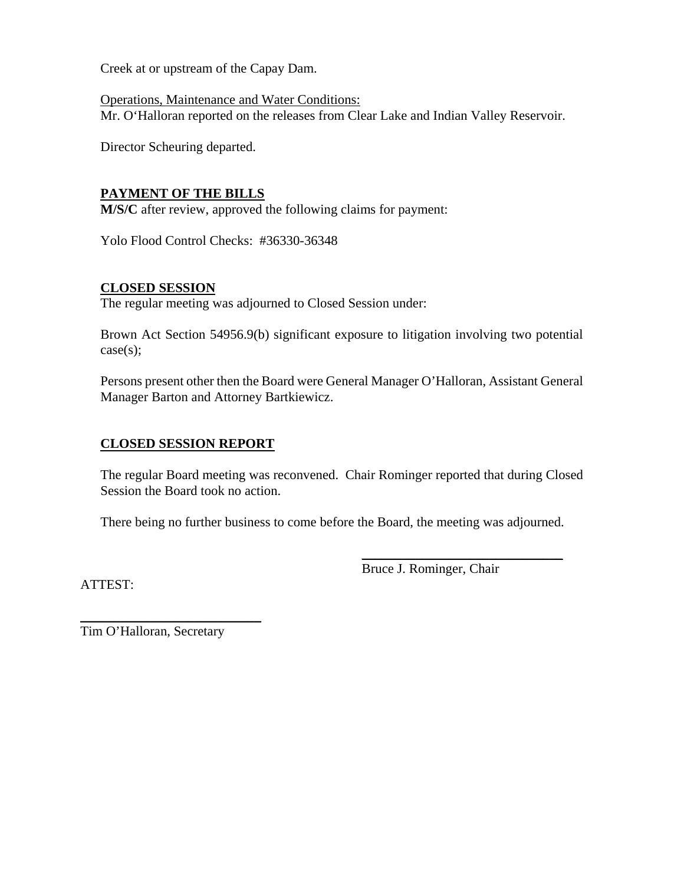Creek at or upstream of the Capay Dam.

Operations, Maintenance and Water Conditions:
Mr. O'Halloran reported on the releases from Clear Lake and Indian Valley Reservoir.

Director Scheuring departed.

## PAYMENT OF THE BILLS

**M/S/C** after review, approved the following claims for payment:

Yolo Flood Control Checks: #36330-36348

## CLOSED SESSION

The regular meeting was adjourned to Closed Session under:

Brown Act Section 54956.9(b) significant exposure to litigation involving two potential case(s);

Persons present other then the Board were General Manager O'Halloran, Assistant General Manager Barton and Attorney Bartkiewicz.

## CLOSED SESSION REPORT

The regular Board meeting was reconvened. Chair Rominger reported that during Closed Session the Board took no action.

There being no further business to come before the Board, the meeting was adjourned.

\_\_\_\_\_\_\_\_\_\_\_\_\_\_\_\_\_\_\_\_\_\_\_\_\_\_\_\_\_\_
Bruce J. Rominger, Chair

ATTEST:

\_\_\_\_\_\_\_\_\_\_\_\_\_\_\_\_\_\_\_\_\_\_\_\_\_\_\_\_\_\_
Tim O'Halloran, Secretary